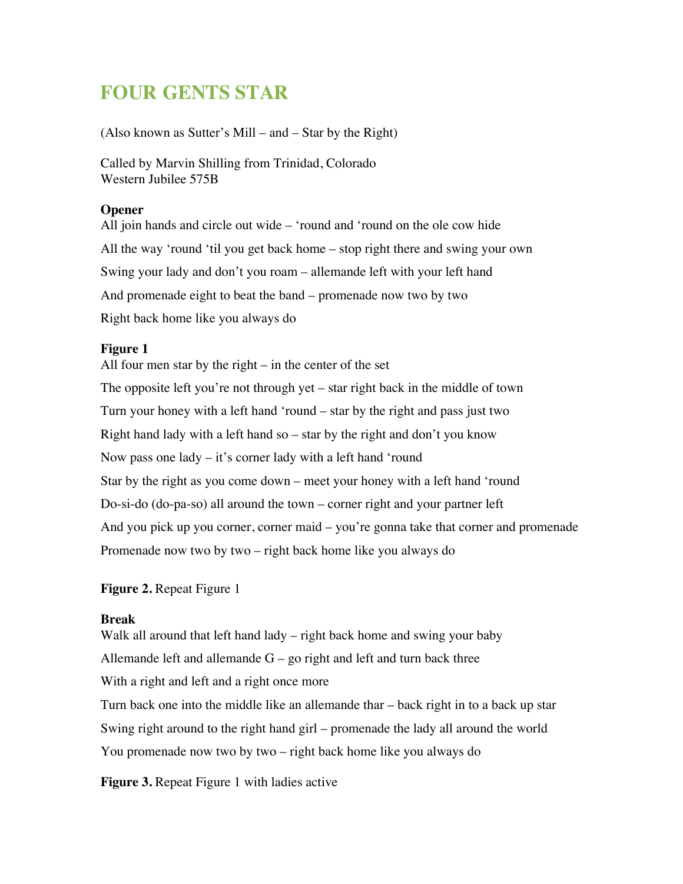# FOUR GENTS STAR

(Also known as Sutter's Mill – and – Star by the Right)

Called by Marvin Shilling from Trinidad, Colorado
Western Jubilee 575B

**Opener**
All join hands and circle out wide – 'round and 'round on the ole cow hide

All the way 'round 'til you get back home – stop right there and swing your own

Swing your lady and don't you roam – allemande left with your left hand

And promenade eight to beat the band – promenade now two by two

Right back home like you always do

**Figure 1**
All four men star by the right – in the center of the set

The opposite left you're not through yet – star right back in the middle of town

Turn your honey with a left hand 'round – star by the right and pass just two

Right hand lady with a left hand so – star by the right and don't you know

Now pass one lady – it's corner lady with a left hand 'round

Star by the right as you come down – meet your honey with a left hand 'round

Do-si-do (do-pa-so) all around the town – corner right and your partner left

And you pick up you corner, corner maid – you're gonna take that corner and promenade

Promenade now two by two – right back home like you always do

**Figure 2.** Repeat Figure 1

**Break**
Walk all around that left hand lady – right back home and swing your baby

Allemande left and allemande G – go right and left and turn back three

With a right and left and a right once more

Turn back one into the middle like an allemande thar – back right in to a back up star

Swing right around to the right hand girl – promenade the lady all around the world

You promenade now two by two – right back home like you always do

**Figure 3.** Repeat Figure 1 with ladies active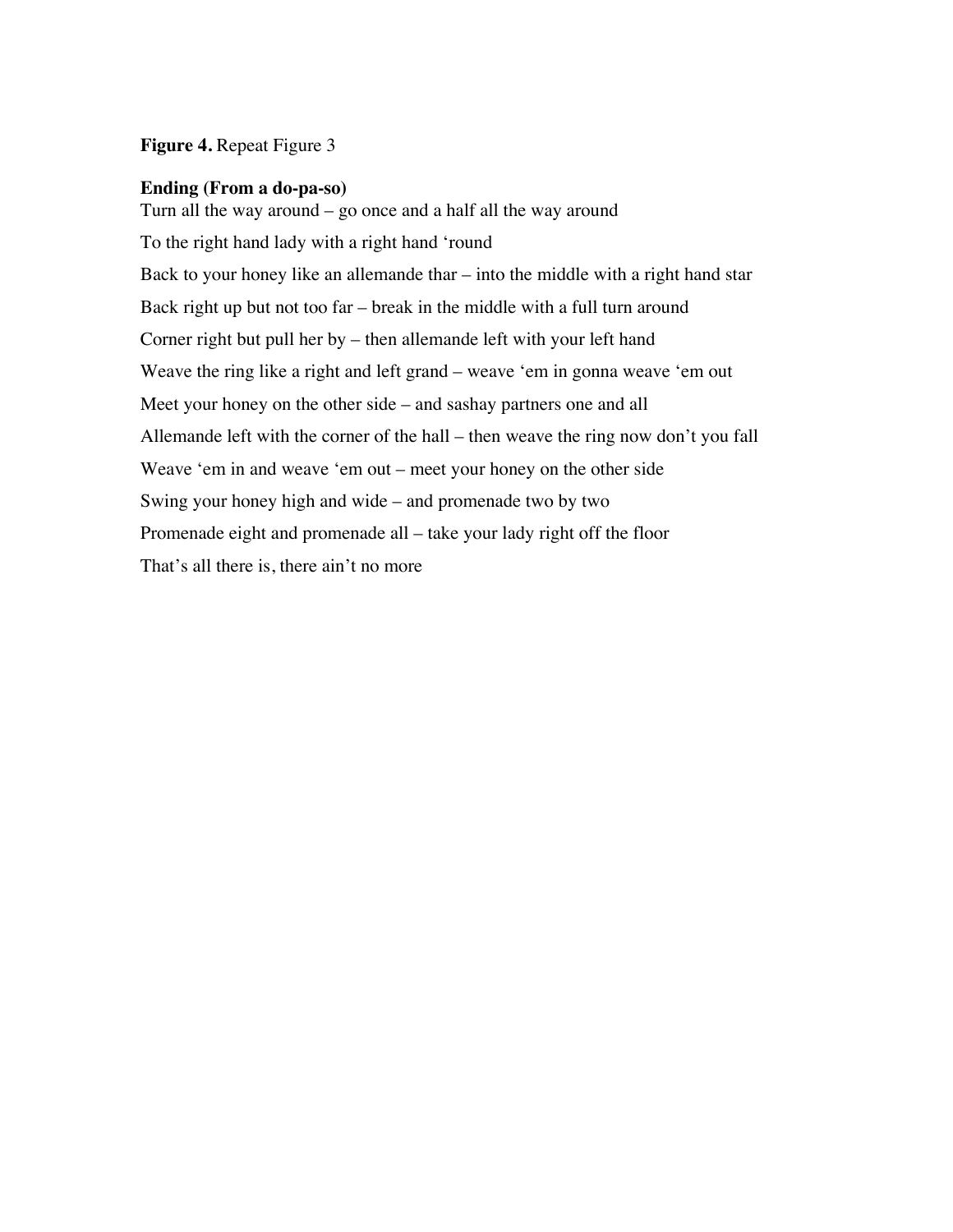**Figure 4.** Repeat Figure 3

**Ending (From a do-pa-so)**

Turn all the way around – go once and a half all the way around

To the right hand lady with a right hand 'round

Back to your honey like an allemande thar – into the middle with a right hand star

Back right up but not too far – break in the middle with a full turn around

Corner right but pull her by – then allemande left with your left hand

Weave the ring like a right and left grand – weave 'em in gonna weave 'em out

Meet your honey on the other side – and sashay partners one and all

Allemande left with the corner of the hall – then weave the ring now don't you fall

Weave 'em in and weave 'em out – meet your honey on the other side

Swing your honey high and wide – and promenade two by two

Promenade eight and promenade all – take your lady right off the floor

That's all there is, there ain't no more